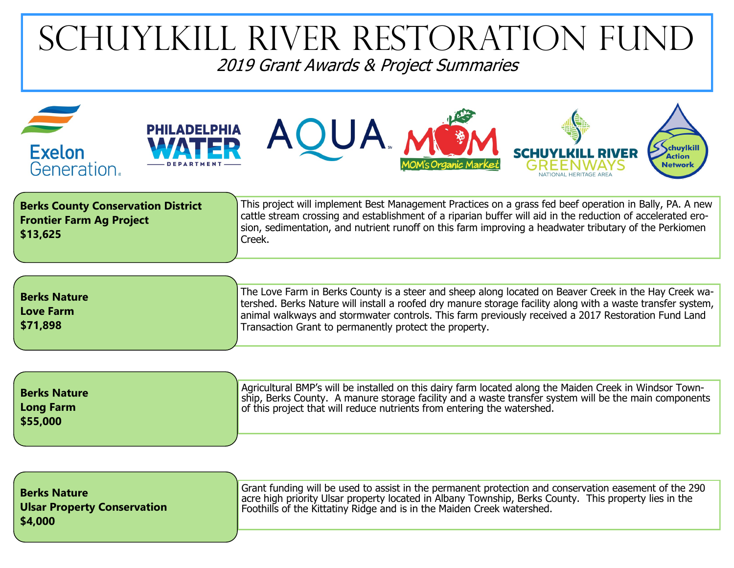# Schuylkill River Restoration Fund

*2019 Grant Awards & Project Summaries*

Exelon Generation · Philadelphia Water Department · AQUA · MOM's Organic Market · Schuylkill River Greenways National Heritage Area · Schuylkill Action Network

**Berks County Conservation District**
**Frontier Farm Ag Project**
**$13,625**

This project will implement Best Management Practices on a grass fed beef operation in Bally, PA. A new cattle stream crossing and establishment of a riparian buffer will aid in the reduction of accelerated erosion, sedimentation, and nutrient runoff on this farm improving a headwater tributary of the Perkiomen Creek.

**Berks Nature**
**Love Farm**
**$71,898**

The Love Farm in Berks County is a steer and sheep along located on Beaver Creek in the Hay Creek watershed. Berks Nature will install a roofed dry manure storage facility along with a waste transfer system, animal walkways and stormwater controls. This farm previously received a 2017 Restoration Fund Land Transaction Grant to permanently protect the property.

**Berks Nature**
**Long Farm**
**$55,000**

Agricultural BMP's will be installed on this dairy farm located along the Maiden Creek in Windsor Township, Berks County. A manure storage facility and a waste transfer system will be the main components of this project that will reduce nutrients from entering the watershed.

**Berks Nature**
**Ulsar Property Conservation**
**$4,000**

Grant funding will be used to assist in the permanent protection and conservation easement of the 290 acre high priority Ulsar property located in Albany Township, Berks County. This property lies in the Foothills of the Kittatiny Ridge and is in the Maiden Creek watershed.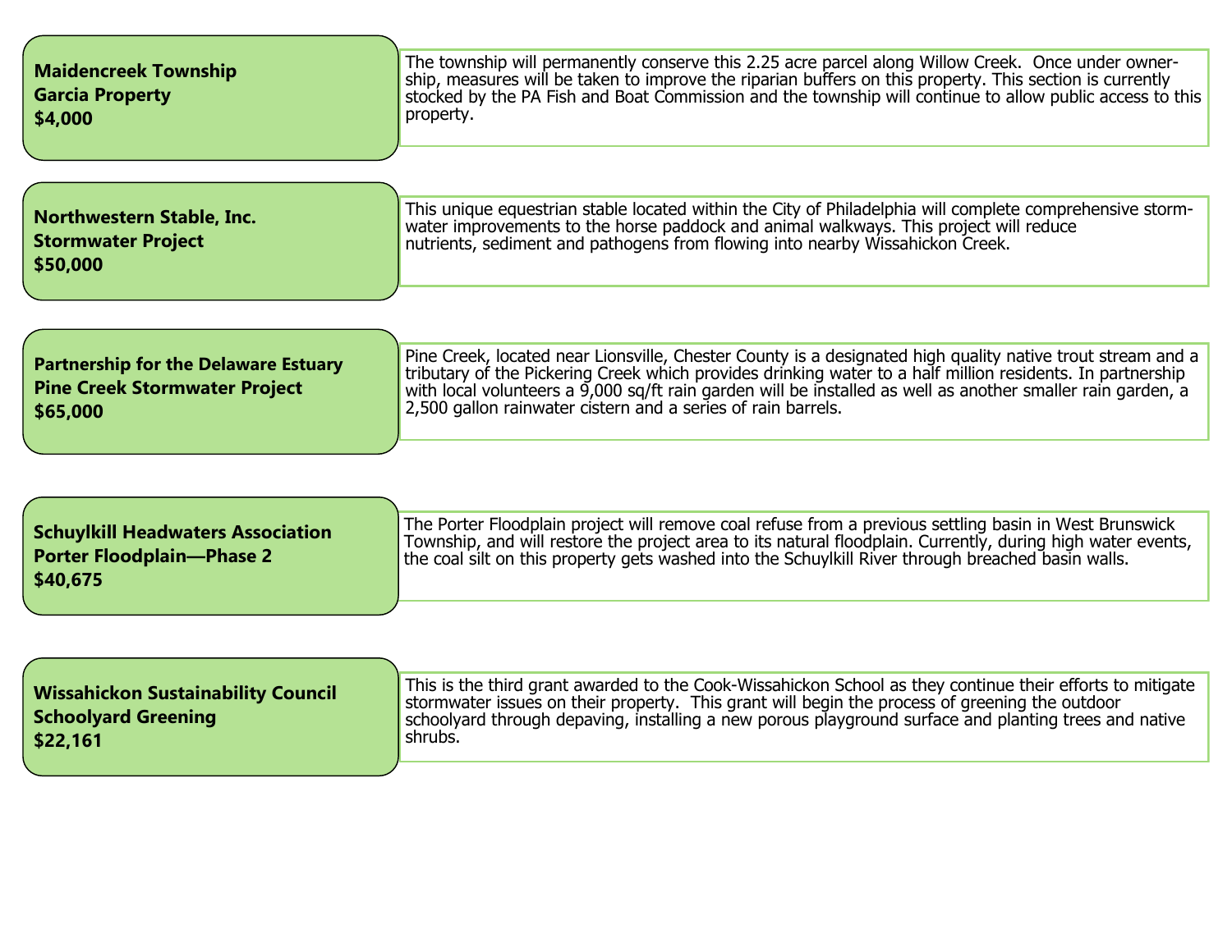**Maidencreek Township**
**Garcia Property**
**$4,000**

The township will permanently conserve this 2.25 acre parcel along Willow Creek. Once under ownership, measures will be taken to improve the riparian buffers on this property. This section is currently stocked by the PA Fish and Boat Commission and the township will continue to allow public access to this property.

**Northwestern Stable, Inc.**
**Stormwater Project**
**$50,000**

This unique equestrian stable located within the City of Philadelphia will complete comprehensive stormwater improvements to the horse paddock and animal walkways. This project will reduce nutrients, sediment and pathogens from flowing into nearby Wissahickon Creek.

**Partnership for the Delaware Estuary**
**Pine Creek Stormwater Project**
**$65,000**

Pine Creek, located near Lionsville, Chester County is a designated high quality native trout stream and a tributary of the Pickering Creek which provides drinking water to a half million residents. In partnership with local volunteers a 9,000 sq/ft rain garden will be installed as well as another smaller rain garden, a 2,500 gallon rainwater cistern and a series of rain barrels.

**Schuylkill Headwaters Association**
**Porter Floodplain—Phase 2**
**$40,675**

The Porter Floodplain project will remove coal refuse from a previous settling basin in West Brunswick Township, and will restore the project area to its natural floodplain. Currently, during high water events, the coal silt on this property gets washed into the Schuylkill River through breached basin walls.

**Wissahickon Sustainability Council**
**Schoolyard Greening**
**$22,161**

This is the third grant awarded to the Cook-Wissahickon School as they continue their efforts to mitigate stormwater issues on their property. This grant will begin the process of greening the outdoor schoolyard through depaving, installing a new porous playground surface and planting trees and native shrubs.